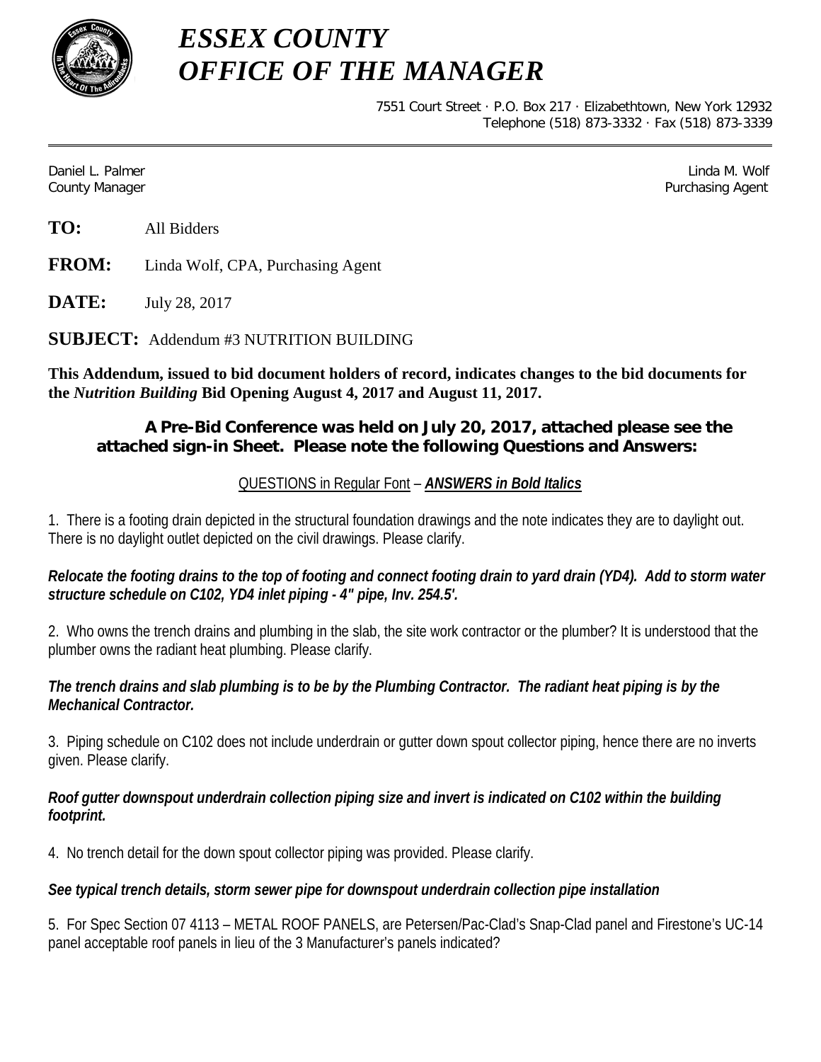# *ESSEX COUNTY*
# *OFFICE OF THE MANAGER*

7551 Court Street · P.O. Box 217 · Elizabethtown, New York 12932
Telephone (518) 873-3332 · Fax (518) 873-3339

Daniel L. Palmer
County Manager

Linda M. Wolf
Purchasing Agent

**TO:** All Bidders

**FROM:** Linda Wolf, CPA, Purchasing Agent

**DATE:** July 28, 2017

**SUBJECT:** Addendum #3 NUTRITION BUILDING

**This Addendum, issued to bid document holders of record, indicates changes to the bid documents for the *Nutrition Building* Bid Opening August 4, 2017 and August 11, 2017.**

**A Pre-Bid Conference was held on July 20, 2017, attached please see the attached sign-in Sheet. Please note the following Questions and Answers:**

QUESTIONS in Regular Font – ***ANSWERS in Bold Italics***

1. There is a footing drain depicted in the structural foundation drawings and the note indicates they are to daylight out. There is no daylight outlet depicted on the civil drawings. Please clarify.

***Relocate the footing drains to the top of footing and connect footing drain to yard drain (YD4). Add to storm water structure schedule on C102, YD4 inlet piping - 4" pipe, Inv. 254.5'.***

2. Who owns the trench drains and plumbing in the slab, the site work contractor or the plumber? It is understood that the plumber owns the radiant heat plumbing. Please clarify.

***The trench drains and slab plumbing is to be by the Plumbing Contractor. The radiant heat piping is by the Mechanical Contractor.***

3. Piping schedule on C102 does not include underdrain or gutter down spout collector piping, hence there are no inverts given. Please clarify.

***Roof gutter downspout underdrain collection piping size and invert is indicated on C102 within the building footprint.***

4. No trench detail for the down spout collector piping was provided. Please clarify.

***See typical trench details, storm sewer pipe for downspout underdrain collection pipe installation***

5. For Spec Section 07 4113 – METAL ROOF PANELS, are Petersen/Pac-Clad's Snap-Clad panel and Firestone's UC-14 panel acceptable roof panels in lieu of the 3 Manufacturer's panels indicated?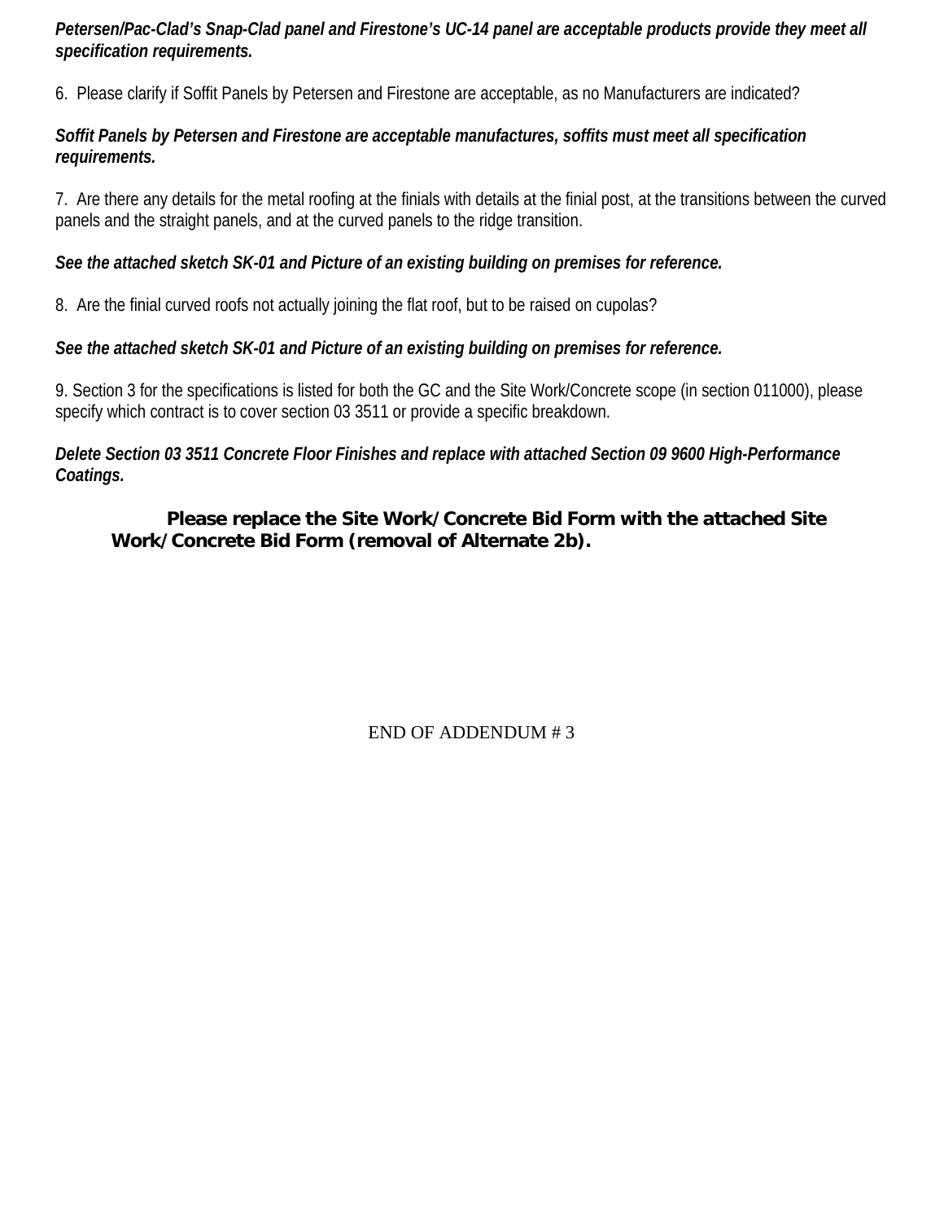***Petersen/Pac-Clad's Snap-Clad panel and Firestone's UC-14 panel are acceptable products provide they meet all specification requirements.***

6. Please clarify if Soffit Panels by Petersen and Firestone are acceptable, as no Manufacturers are indicated?

***Soffit Panels by Petersen and Firestone are acceptable manufactures, soffits must meet all specification requirements.***

7. Are there any details for the metal roofing at the finials with details at the finial post, at the transitions between the curved panels and the straight panels, and at the curved panels to the ridge transition.

***See the attached sketch SK-01 and Picture of an existing building on premises for reference.***

8. Are the finial curved roofs not actually joining the flat roof, but to be raised on cupolas?

***See the attached sketch SK-01 and Picture of an existing building on premises for reference.***

9. Section 3 for the specifications is listed for both the GC and the Site Work/Concrete scope (in section 011000), please specify which contract is to cover section 03 3511 or provide a specific breakdown.

***Delete Section 03 3511 Concrete Floor Finishes and replace with attached Section 09 9600 High-Performance Coatings.***

**Please replace the Site Work/Concrete Bid Form with the attached Site Work/Concrete Bid Form (removal of Alternate 2b).**

END OF ADDENDUM # 3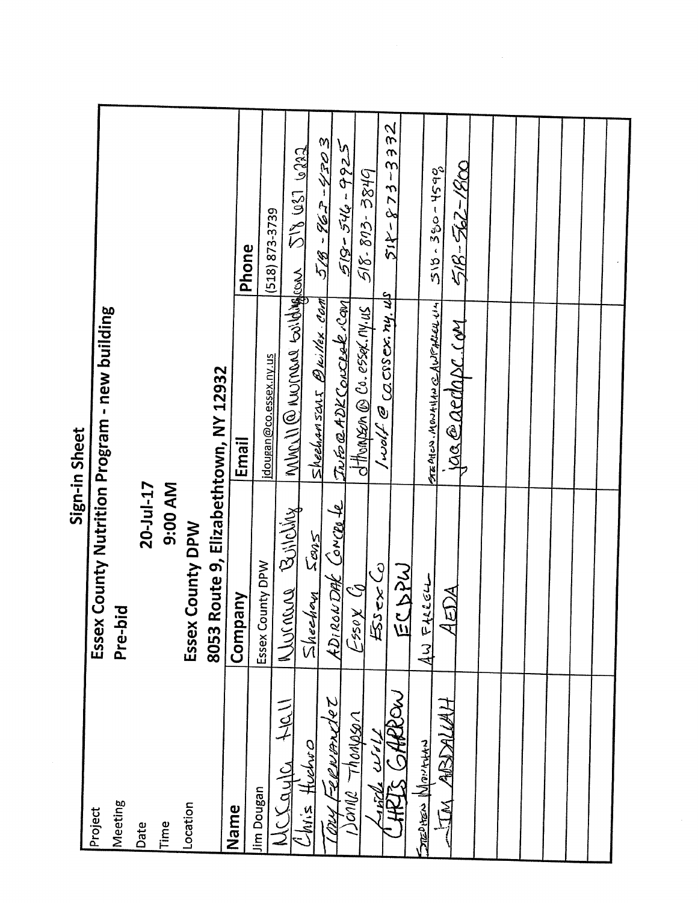# Sign-in Sheet

| | |
|---|---|
| Project | Essex County Nutrition Program - new building |
| Meeting | Pre-bid |
| Date | 20-Jul-17 |
| Time | 9:00 AM |
| Location | Essex County DPW |
| | 8053 Route 9, Elizabethtown, NY 12932 |

| Name | Company | Email | Phone |
|---|---|---|---|
| Jim Dougan | Essex County DPW | jdougan@co.essex.ny.us | (518) 873-3739 |
| McKayla Hall | Murnane Building | mhall@murnane building.com | 518 657 6222 |
| Chris Hudson | Sheehan Sons | sheehansons@willex.com | 518-962-4303 |
| Tony Fernandez | Adirondak Concrete | info@adkconcrete.com | 518-546-9925 |
| Janice Thompson | Essex Co | jthompson@co.essex.ny.us | 518-873-3849 |
| Linda Wolf | Essex Co | lwolf@co.essex.ny.us | 518-873-3332 |
| Chris Garrow | ECDPW | | |
| Stephen Monahan | AW Farrell | stephen.monahan@awfarrell.com | 518-380-4590 |
| Jim Abdallah | AEDA | jaa@aedapc.com | 518-562-1800 |
| | | | |
| | | | |
| | | | |
| | | | |
| | | | |
| | | | |
| | | | |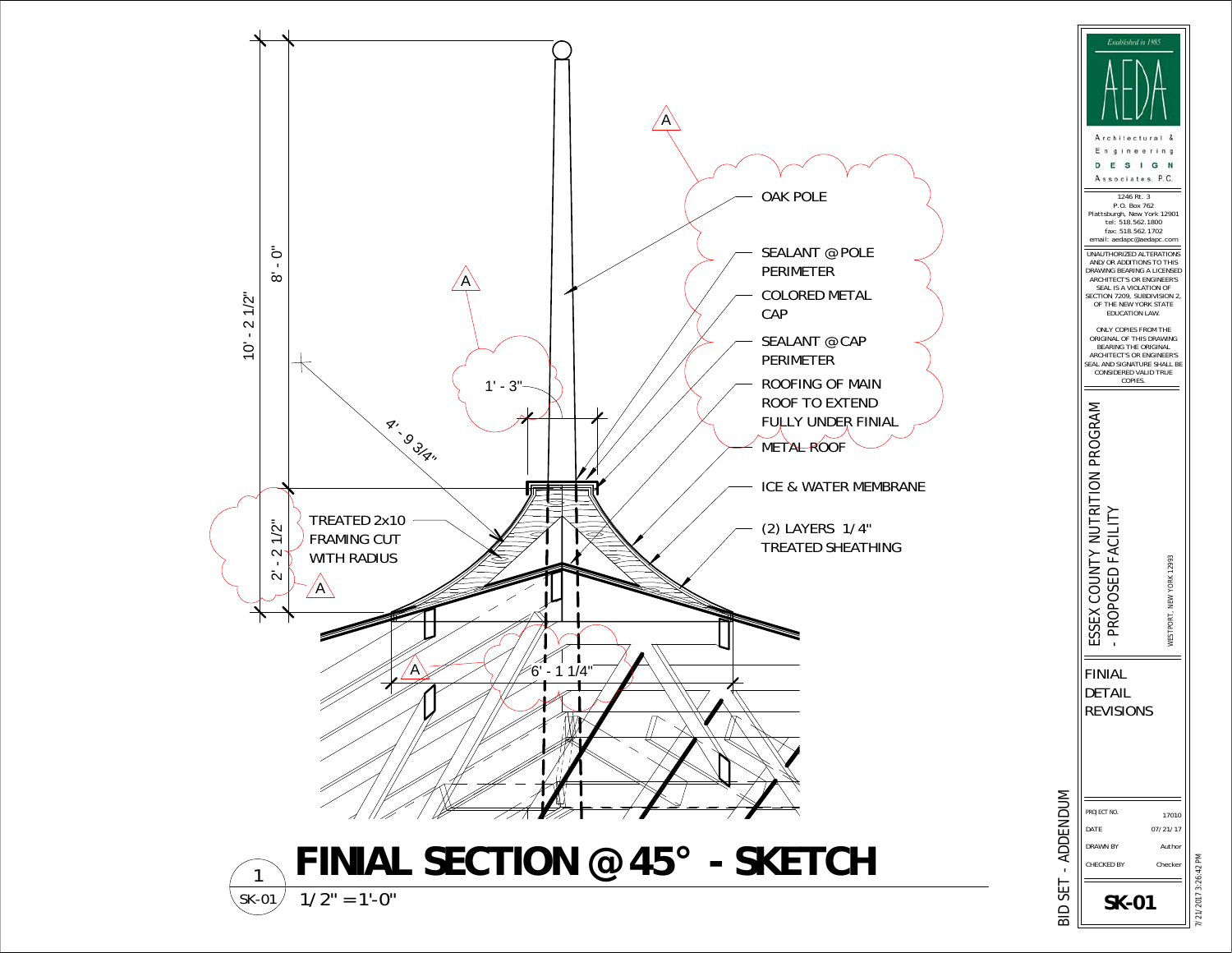OAK POLE

SEALANT @ POLE PERIMETER

COLORED METAL CAP

SEALANT @ CAP PERIMETER

ROOFING OF MAIN ROOF TO EXTEND FULLY UNDER FINIAL

METAL ROOF

ICE & WATER MEMBRANE

(2) LAYERS 1/4" TREATED SHEATHING

TREATED 2x10 FRAMING CUT WITH RADIUS

10' - 2 1/2"

8' - 0"

2' - 2 1/2"

1' - 3"

4' - 9 3/4"

6' - 1 1/4"

# FINIAL SECTION @ 45° - SKETCH

1 / SK-01 — 1/2" = 1'-0"

---

Established in 1985

**AEDA**

Architectural & Engineering DESIGN Associates, P.C.

1246 Rt. 3
P.O. Box 762
Plattsburgh, New York 12901
tel: 518.562.1800
fax: 518.562.1702
email: aedapc@aedapc.com

UNAUTHORIZED ALTERATIONS AND/OR ADDITIONS TO THIS DRAWING BEARING A LICENSED ARCHITECT'S OR ENGINEER'S SEAL IS A VIOLATION OF SECTION 7209, SUBDIVISION 2, OF THE NEW YORK STATE EDUCATION LAW.

ONLY COPIES FROM THE ORIGINAL OF THIS DRAWING BEARING THE ORIGINAL ARCHITECT'S OR ENGINEER'S SEAL AND SIGNATURE SHALL BE CONSIDERED VALID TRUE COPIES.

ESSEX COUNTY NUTRITION PROGRAM - PROPOSED FACILITY

WESTPORT, NEW YORK 12993

FINIAL DETAIL REVISIONS

| | |
|---|---|
| PROJECT NO. | 17010 |
| DATE | 07/21/17 |
| DRAWN BY | Author |
| CHECKED BY | Checker |

**SK-01**

BID SET - ADDENDUM

7/21/2017 3:26:42 PM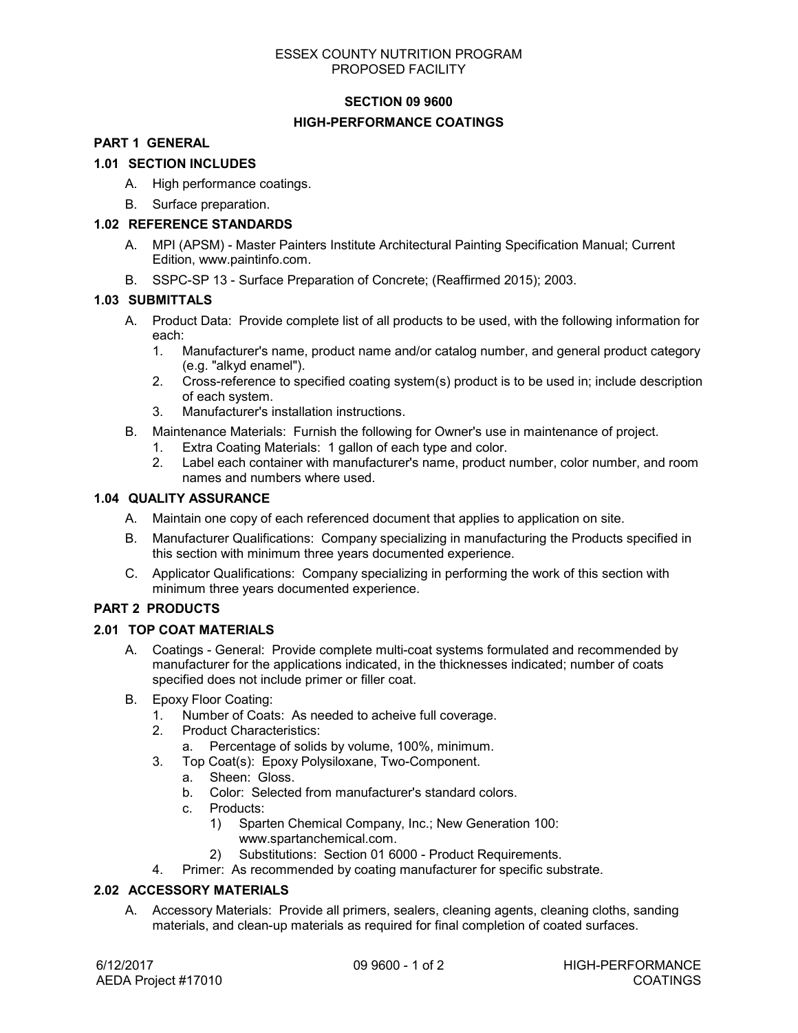ESSEX COUNTY NUTRITION PROGRAM
PROPOSED FACILITY

# SECTION 09 9600

# HIGH-PERFORMANCE COATINGS

## PART 1 GENERAL

### 1.01 SECTION INCLUDES

A. High performance coatings.

B. Surface preparation.

### 1.02 REFERENCE STANDARDS

A. MPI (APSM) - Master Painters Institute Architectural Painting Specification Manual; Current Edition, www.paintinfo.com.

B. SSPC-SP 13 - Surface Preparation of Concrete; (Reaffirmed 2015); 2003.

### 1.03 SUBMITTALS

A. Product Data: Provide complete list of all products to be used, with the following information for each:
   1. Manufacturer's name, product name and/or catalog number, and general product category (e.g. "alkyd enamel").
   2. Cross-reference to specified coating system(s) product is to be used in; include description of each system.
   3. Manufacturer's installation instructions.

B. Maintenance Materials: Furnish the following for Owner's use in maintenance of project.
   1. Extra Coating Materials: 1 gallon of each type and color.
   2. Label each container with manufacturer's name, product number, color number, and room names and numbers where used.

### 1.04 QUALITY ASSURANCE

A. Maintain one copy of each referenced document that applies to application on site.

B. Manufacturer Qualifications: Company specializing in manufacturing the Products specified in this section with minimum three years documented experience.

C. Applicator Qualifications: Company specializing in performing the work of this section with minimum three years documented experience.

## PART 2 PRODUCTS

### 2.01 TOP COAT MATERIALS

A. Coatings - General: Provide complete multi-coat systems formulated and recommended by manufacturer for the applications indicated, in the thicknesses indicated; number of coats specified does not include primer or filler coat.

B. Epoxy Floor Coating:
   1. Number of Coats: As needed to acheive full coverage.
   2. Product Characteristics:
      a. Percentage of solids by volume, 100%, minimum.
   3. Top Coat(s): Epoxy Polysiloxane, Two-Component.
      a. Sheen: Gloss.
      b. Color: Selected from manufacturer's standard colors.
      c. Products:
         1) Sparten Chemical Company, Inc.; New Generation 100: www.spartanchemical.com.
         2) Substitutions: Section 01 6000 - Product Requirements.
   4. Primer: As recommended by coating manufacturer for specific substrate.

### 2.02 ACCESSORY MATERIALS

A. Accessory Materials: Provide all primers, sealers, cleaning agents, cleaning cloths, sanding materials, and clean-up materials as required for final completion of coated surfaces.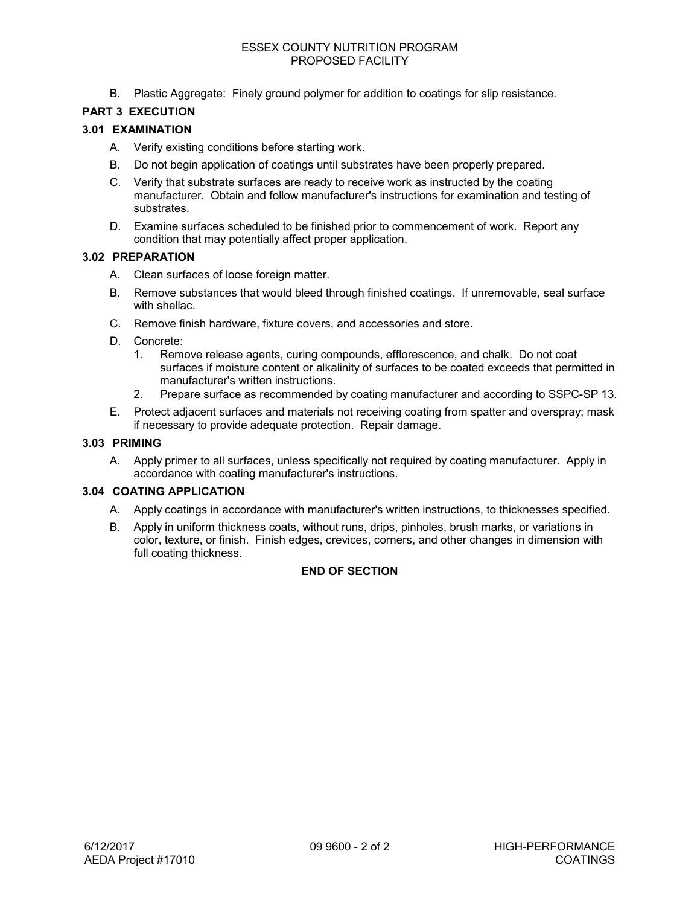B. Plastic Aggregate: Finely ground polymer for addition to coatings for slip resistance.

## PART 3 EXECUTION

### 3.01 EXAMINATION

A. Verify existing conditions before starting work.

B. Do not begin application of coatings until substrates have been properly prepared.

C. Verify that substrate surfaces are ready to receive work as instructed by the coating manufacturer. Obtain and follow manufacturer's instructions for examination and testing of substrates.

D. Examine surfaces scheduled to be finished prior to commencement of work. Report any condition that may potentially affect proper application.

### 3.02 PREPARATION

A. Clean surfaces of loose foreign matter.

B. Remove substances that would bleed through finished coatings. If unremovable, seal surface with shellac.

C. Remove finish hardware, fixture covers, and accessories and store.

D. Concrete:
   1. Remove release agents, curing compounds, efflorescence, and chalk. Do not coat surfaces if moisture content or alkalinity of surfaces to be coated exceeds that permitted in manufacturer's written instructions.
   2. Prepare surface as recommended by coating manufacturer and according to SSPC-SP 13.

E. Protect adjacent surfaces and materials not receiving coating from spatter and overspray; mask if necessary to provide adequate protection. Repair damage.

### 3.03 PRIMING

A. Apply primer to all surfaces, unless specifically not required by coating manufacturer. Apply in accordance with coating manufacturer's instructions.

### 3.04 COATING APPLICATION

A. Apply coatings in accordance with manufacturer's written instructions, to thicknesses specified.

B. Apply in uniform thickness coats, without runs, drips, pinholes, brush marks, or variations in color, texture, or finish. Finish edges, crevices, corners, and other changes in dimension with full coating thickness.

**END OF SECTION**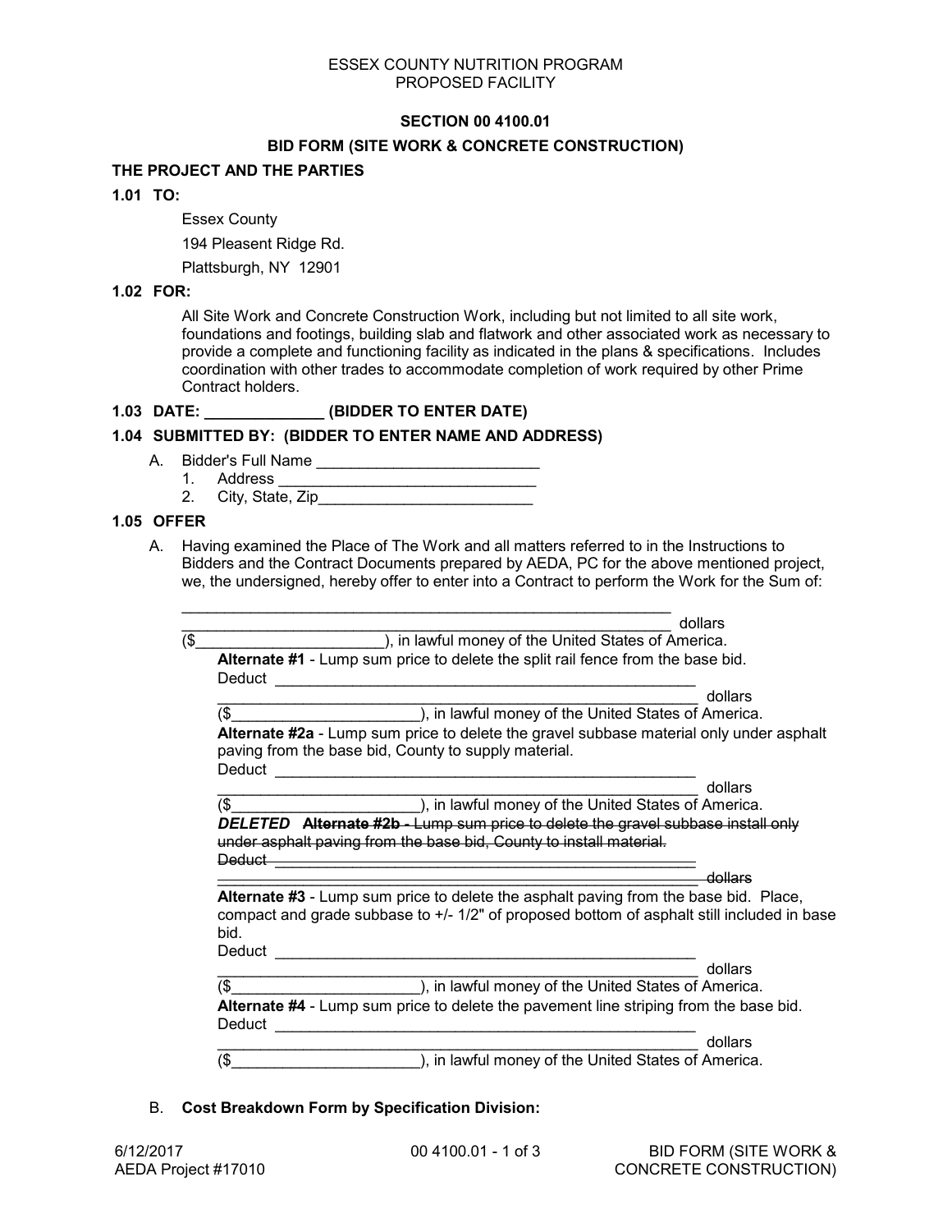ESSEX COUNTY NUTRITION PROGRAM
PROPOSED FACILITY

## SECTION 00 4100.01

## BID FORM (SITE WORK & CONCRETE CONSTRUCTION)

### THE PROJECT AND THE PARTIES

**1.01 TO:**

Essex County

194 Pleesent Ridge Rd.

Plattsburgh, NY 12901

**1.02 FOR:**

All Site Work and Concrete Construction Work, including but not limited to all site work, foundations and footings, building slab and flatwork and other associated work as necessary to provide a complete and functioning facility as indicated in the plans & specifications. Includes coordination with other trades to accommodate completion of work required by other Prime Contract holders.

**1.03 DATE: _____________ (BIDDER TO ENTER DATE)**

**1.04 SUBMITTED BY: (BIDDER TO ENTER NAME AND ADDRESS)**

A. Bidder's Full Name __________________________
   1. Address ______________________________
   2. City, State, Zip_________________________

**1.05 OFFER**

A. Having examined the Place of The Work and all matters referred to in the Instructions to Bidders and the Contract Documents prepared by AEDA, PC for the above mentioned project, we, the undersigned, hereby offer to enter into a Contract to perform the Work for the Sum of:

____________________________________________________________

____________________________________________________________ dollars

($______________________), in lawful money of the United States of America.

**Alternate #1** - Lump sum price to delete the split rail fence from the base bid.

Deduct ____________________________________________________

____________________________________________________________ dollars

($______________________), in lawful money of the United States of America.

**Alternate #2a** - Lump sum price to delete the gravel subbase material only under asphalt paving from the base bid, County to supply material.

Deduct ____________________________________________________

____________________________________________________________ dollars

($______________________), in lawful money of the United States of America.

***DELETED*** ~~**Alternate #2b** - Lump sum price to delete the gravel subbase install only under asphalt paving from the base bid, County to install material.~~

~~Deduct ____________________________________________________~~

~~____________________________________________________________ dollars~~

**Alternate #3** - Lump sum price to delete the asphalt paving from the base bid. Place, compact and grade subbase to +/- 1/2" of proposed bottom of asphalt still included in base bid.

Deduct ____________________________________________________

____________________________________________________________ dollars

($______________________), in lawful money of the United States of America.

**Alternate #4** - Lump sum price to delete the pavement line striping from the base bid.

Deduct ____________________________________________________

____________________________________________________________ dollars

($______________________), in lawful money of the United States of America.

B. **Cost Breakdown Form by Specification Division:**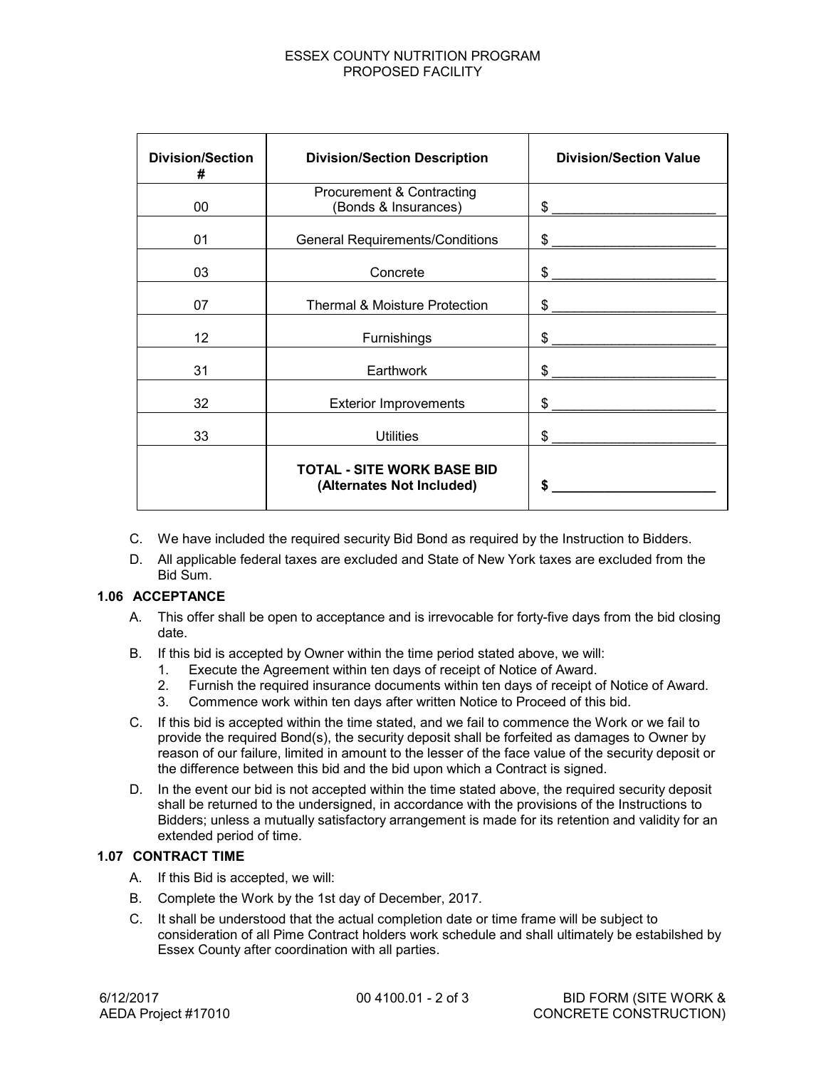| Division/Section # | Division/Section Description | Division/Section Value |
|---|---|---|
| 00 | Procurement & Contracting (Bonds & Insurances) | $ ______________________ |
| 01 | General Requirements/Conditions | $ ______________________ |
| 03 | Concrete | $ ______________________ |
| 07 | Thermal & Moisture Protection | $ ______________________ |
| 12 | Furnishings | $ ______________________ |
| 31 | Earthwork | $ ______________________ |
| 32 | Exterior Improvements | $ ______________________ |
| 33 | Utilities | $ ______________________ |
| | **TOTAL - SITE WORK BASE BID (Alternates Not Included)** | **$ ______________________** |

C. We have included the required security Bid Bond as required by the Instruction to Bidders.

D. All applicable federal taxes are excluded and State of New York taxes are excluded from the Bid Sum.

### 1.06 ACCEPTANCE

A. This offer shall be open to acceptance and is irrevocable for forty-five days from the bid closing date.

B. If this bid is accepted by Owner within the time period stated above, we will:
   1. Execute the Agreement within ten days of receipt of Notice of Award.
   2. Furnish the required insurance documents within ten days of receipt of Notice of Award.
   3. Commence work within ten days after written Notice to Proceed of this bid.

C. If this bid is accepted within the time stated, and we fail to commence the Work or we fail to provide the required Bond(s), the security deposit shall be forfeited as damages to Owner by reason of our failure, limited in amount to the lesser of the face value of the security deposit or the difference between this bid and the bid upon which a Contract is signed.

D. In the event our bid is not accepted within the time stated above, the required security deposit shall be returned to the undersigned, in accordance with the provisions of the Instructions to Bidders; unless a mutually satisfactory arrangement is made for its retention and validity for an extended period of time.

### 1.07 CONTRACT TIME

A. If this Bid is accepted, we will:

B. Complete the Work by the 1st day of December, 2017.

C. It shall be understood that the actual completion date or time frame will be subject to consideration of all Pime Contract holders work schedule and shall ultimately be estabilshed by Essex County after coordination with all parties.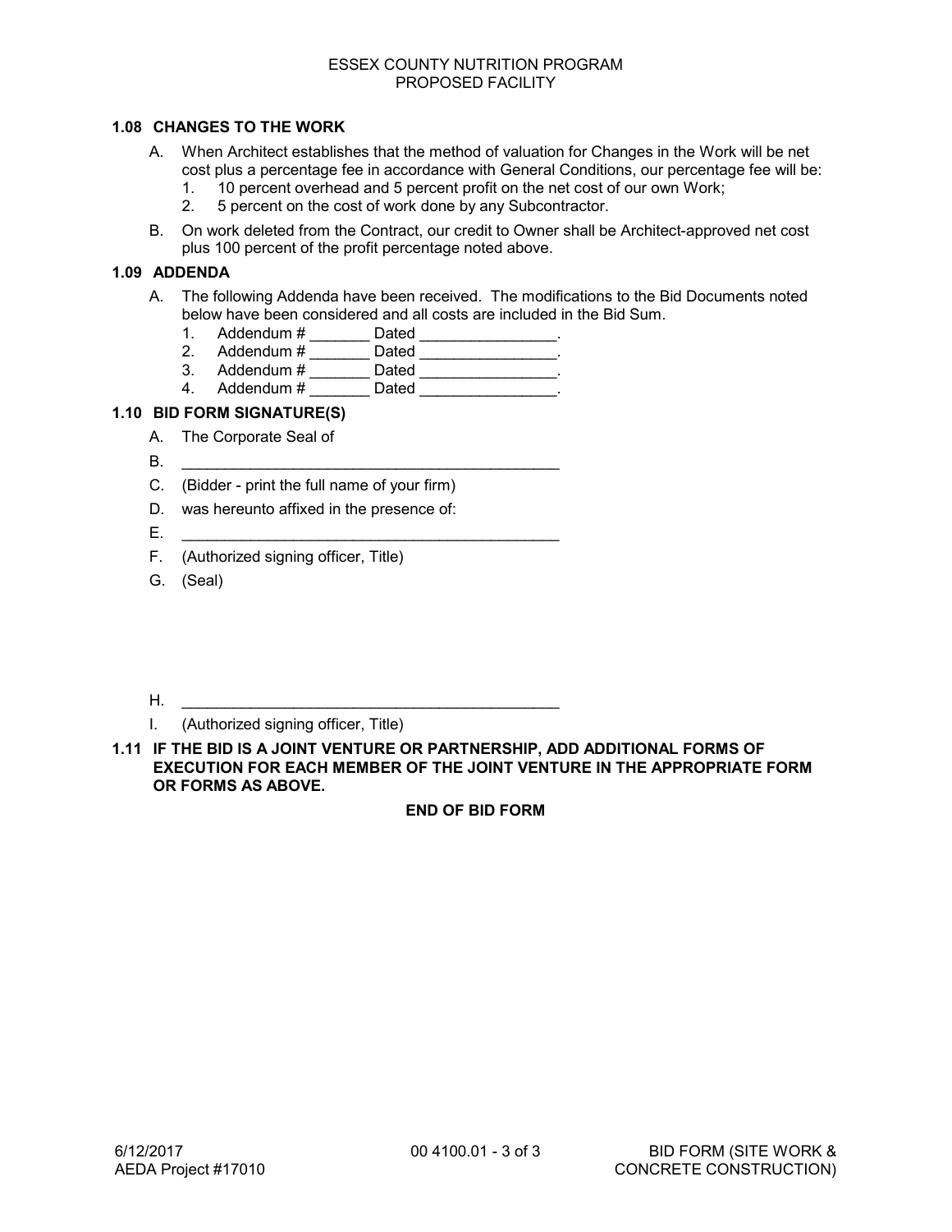### 1.08 CHANGES TO THE WORK

A. When Architect establishes that the method of valuation for Changes in the Work will be net cost plus a percentage fee in accordance with General Conditions, our percentage fee will be:
   1. 10 percent overhead and 5 percent profit on the net cost of our own Work;
   2. 5 percent on the cost of work done by any Subcontractor.

B. On work deleted from the Contract, our credit to Owner shall be Architect-approved net cost plus 100 percent of the profit percentage noted above.

### 1.09 ADDENDA

A. The following Addenda have been received. The modifications to the Bid Documents noted below have been considered and all costs are included in the Bid Sum.
   1. Addendum # _______ Dated ________________.
   2. Addendum # _______ Dated ________________.
   3. Addendum # _______ Dated ________________.
   4. Addendum # _______ Dated ________________.

### 1.10 BID FORM SIGNATURE(S)

A. The Corporate Seal of

B. _____________________________________________

C. (Bidder - print the full name of your firm)

D. was hereunto affixed in the presence of:

E. _____________________________________________

F. (Authorized signing officer, Title)

G. (Seal)

H. _____________________________________________

I. (Authorized signing officer, Title)

### 1.11 IF THE BID IS A JOINT VENTURE OR PARTNERSHIP, ADD ADDITIONAL FORMS OF EXECUTION FOR EACH MEMBER OF THE JOINT VENTURE IN THE APPROPRIATE FORM OR FORMS AS ABOVE.

**END OF BID FORM**